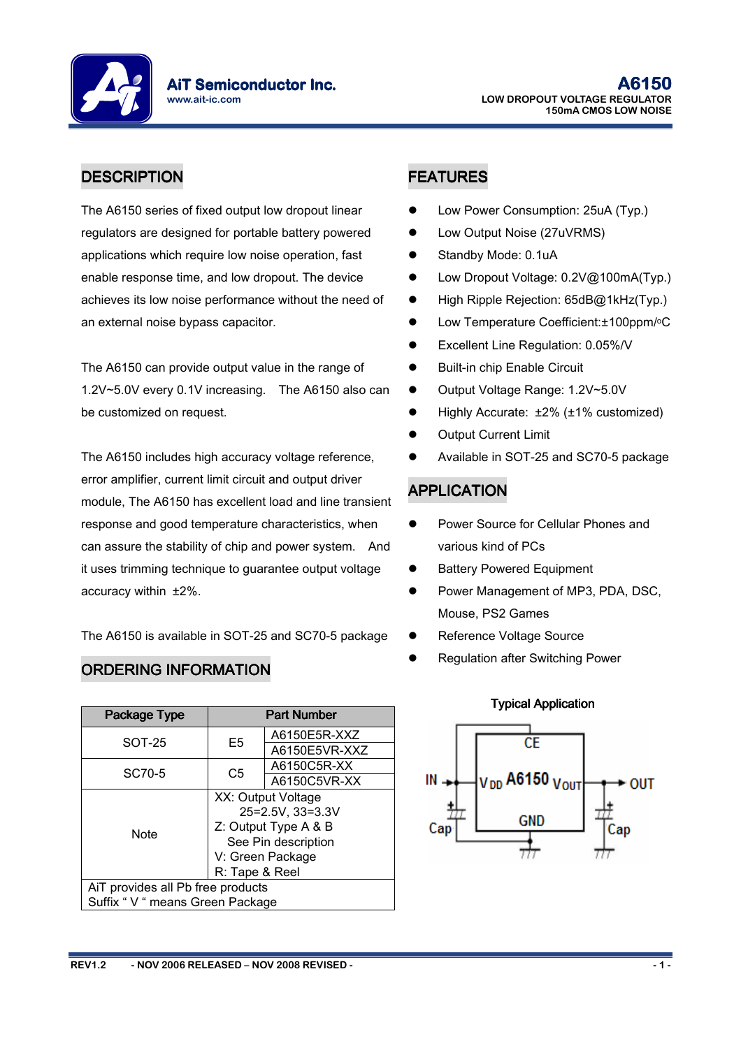AiT Semiconductor Inc.
www.ait-ic.com

# A6150

LOW DROPOUT VOLTAGE REGULATOR
150mA CMOS LOW NOISE

## DESCRIPTION

The A6150 series of fixed output low dropout linear regulators are designed for portable battery powered applications which require low noise operation, fast enable response time, and low dropout. The device achieves its low noise performance without the need of an external noise bypass capacitor.

The A6150 can provide output value in the range of 1.2V~5.0V every 0.1V increasing. The A6150 also can be customized on request.

The A6150 includes high accuracy voltage reference, error amplifier, current limit circuit and output driver module, The A6150 has excellent load and line transient response and good temperature characteristics, when can assure the stability of chip and power system. And it uses trimming technique to guarantee output voltage accuracy within ±2%.

The A6150 is available in SOT-25 and SC70-5 package

## ORDERING INFORMATION

| Package Type | Part Number | |
|---|---|---|
| SOT-25 | E5 | A6150E5R-XXZ |
| | | A6150E5VR-XXZ |
| SC70-5 | C5 | A6150C5R-XX |
| | | A6150C5VR-XX |
| Note | XX: Output Voltage 25=2.5V, 33=3.3V Z: Output Type A & B See Pin description V: Green Package R: Tape & Reel | |
| AiT provides all Pb free products Suffix " V " means Green Package | | |

## FEATURES

- Low Power Consumption: 25uA (Typ.)
- Low Output Noise (27uVRMS)
- Standby Mode: 0.1uA
- Low Dropout Voltage: 0.2V@100mA(Typ.)
- High Ripple Rejection: 65dB@1kHz(Typ.)
- Low Temperature Coefficient:±100ppm/°C
- Excellent Line Regulation: 0.05%/V
- Built-in chip Enable Circuit
- Output Voltage Range: 1.2V~5.0V
- Highly Accurate: ±2% (±1% customized)
- Output Current Limit
- Available in SOT-25 and SC70-5 package

## APPLICATION

- Power Source for Cellular Phones and various kind of PCs
- Battery Powered Equipment
- Power Management of MP3, PDA, DSC, Mouse, PS2 Games
- Reference Voltage Source
- Regulation after Switching Power

Typical Application

IN, Cap, CE, $V_{DD}$ A6150 $V_{OUT}$, GND, OUT, Cap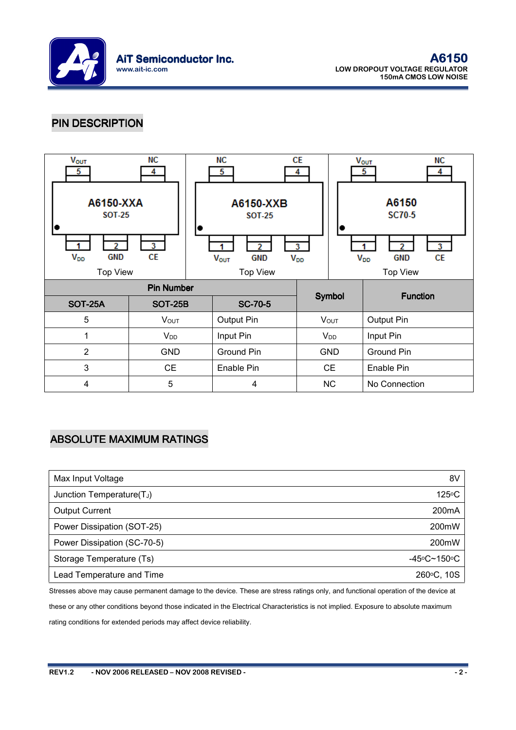## PIN DESCRIPTION

| A6150-XXA SOT-25 | A6150-XXB SOT-25 | A6150 SC70-5 |
|---|---|---|
| Pin 5: $V_{OUT}$, Pin 4: NC, Pin 1: $V_{DD}$, Pin 2: GND, Pin 3: CE | Pin 5: NC, Pin 4: CE, Pin 1: $V_{OUT}$, Pin 2: GND, Pin 3: $V_{DD}$ | Pin 5: $V_{OUT}$, Pin 4: NC, Pin 1: $V_{DD}$, Pin 2: GND, Pin 3: CE |
| Top View | Top View | Top View |

| Pin Number | | | Symbol | Function |
|---|---|---|---|---|
| SOT-25A | SOT-25B | SC-70-5 | | |
| 5 | $V_{OUT}$ | Output Pin | $V_{OUT}$ | Output Pin |
| 1 | $V_{DD}$ | Input Pin | $V_{DD}$ | Input Pin |
| 2 | GND | Ground Pin | GND | Ground Pin |
| 3 | CE | Enable Pin | CE | Enable Pin |
| 4 | 5 | 4 | NC | No Connection |

## ABSOLUTE MAXIMUM RATINGS

| | |
|---|---|
| Max Input Voltage | 8V |
| Junction Temperature($T_J$) | 125°C |
| Output Current | 200mA |
| Power Dissipation (SOT-25) | 200mW |
| Power Dissipation (SC-70-5) | 200mW |
| Storage Temperature (Ts) | -45°C~150°C |
| Lead Temperature and Time | 260°C, 10S |

Stresses above may cause permanent damage to the device. These are stress ratings only, and functional operation of the device at these or any other conditions beyond those indicated in the Electrical Characteristics is not implied. Exposure to absolute maximum rating conditions for extended periods may affect device reliability.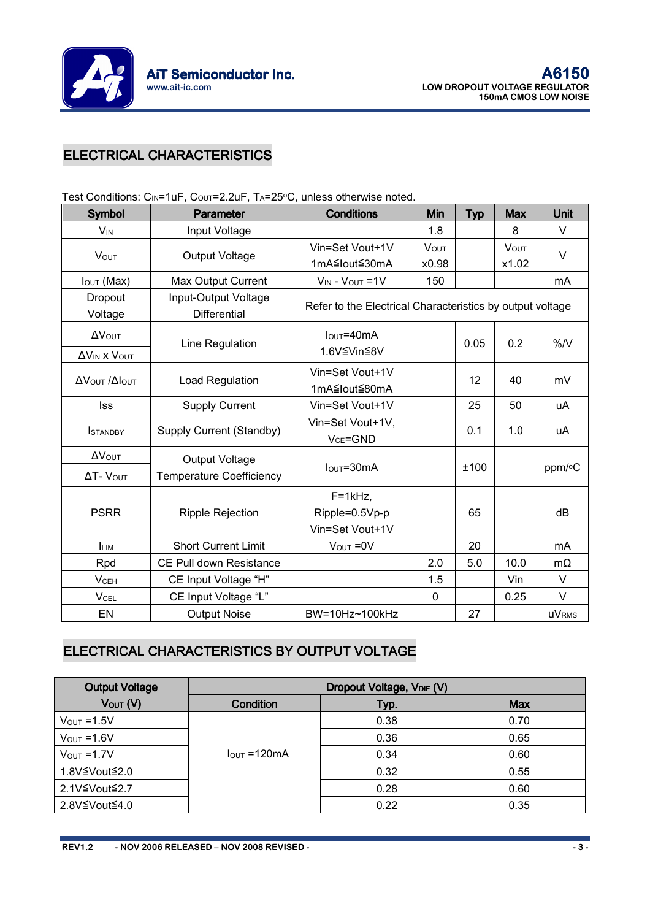## ELECTRICAL CHARACTERISTICS

Test Conditions: $C_{IN}$=1uF, $C_{OUT}$=2.2uF, $T_A$=25°C, unless otherwise noted.

| Symbol | Parameter | Conditions | Min | Typ | Max | Unit |
|---|---|---|---|---|---|---|
| $V_{IN}$ | Input Voltage | | 1.8 | | 8 | V |
| $V_{OUT}$ | Output Voltage | Vin=Set Vout+1V 1mA≦Iout≦30mA | $V_{OUT}$ x0.98 | | $V_{OUT}$ x1.02 | V |
| $I_{OUT}$ (Max) | Max Output Current | $V_{IN}$ - $V_{OUT}$ =1V | 150 | | | mA |
| Dropout Voltage | Input-Output Voltage Differential | Refer to the Electrical Characteristics by output voltage | | | | |
| $\Delta V_{OUT}$ / $\Delta V_{IN}$ x $V_{OUT}$ | Line Regulation | $I_{OUT}$=40mA 1.6V≦Vin≦8V | | 0.05 | 0.2 | %/V |
| $\Delta V_{OUT}$ /$\Delta I_{OUT}$ | Load Regulation | Vin=Set Vout+1V 1mA≦Iout≦80mA | | 12 | 40 | mV |
| Iss | Supply Current | Vin=Set Vout+1V | | 25 | 50 | uA |
| $I_{STANDBY}$ | Supply Current (Standby) | Vin=Set Vout+1V, $V_{CE}$=GND | | 0.1 | 1.0 | uA |
| $\Delta V_{OUT}$ / $\Delta$T- $V_{OUT}$ | Output Voltage Temperature Coefficiency | $I_{OUT}$=30mA | | ±100 | | ppm/°C |
| PSRR | Ripple Rejection | F=1kHz, Ripple=0.5Vp-p Vin=Set Vout+1V | | 65 | | dB |
| $I_{LIM}$ | Short Current Limit | $V_{OUT}$ =0V | | 20 | | mA |
| Rpd | CE Pull down Resistance | | 2.0 | 5.0 | 10.0 | mΩ |
| $V_{CEH}$ | CE Input Voltage "H" | | 1.5 | | Vin | V |
| $V_{CEL}$ | CE Input Voltage "L" | | 0 | | 0.25 | V |
| EN | Output Noise | BW=10Hz~100kHz | | 27 | | $uV_{RMS}$ |

## ELECTRICAL CHARACTERISTICS BY OUTPUT VOLTAGE

| Output Voltage | Dropout Voltage, $V_{DIF}$ (V) | | |
|---|---|---|---|
| $V_{OUT}$ (V) | Condition | Typ. | Max |
| $V_{OUT}$ =1.5V | $I_{OUT}$ =120mA | 0.38 | 0.70 |
| $V_{OUT}$ =1.6V | | 0.36 | 0.65 |
| $V_{OUT}$ =1.7V | | 0.34 | 0.60 |
| 1.8V≦Vout≦2.0 | | 0.32 | 0.55 |
| 2.1V≦Vout≦2.7 | | 0.28 | 0.60 |
| 2.8V≦Vout≦4.0 | | 0.22 | 0.35 |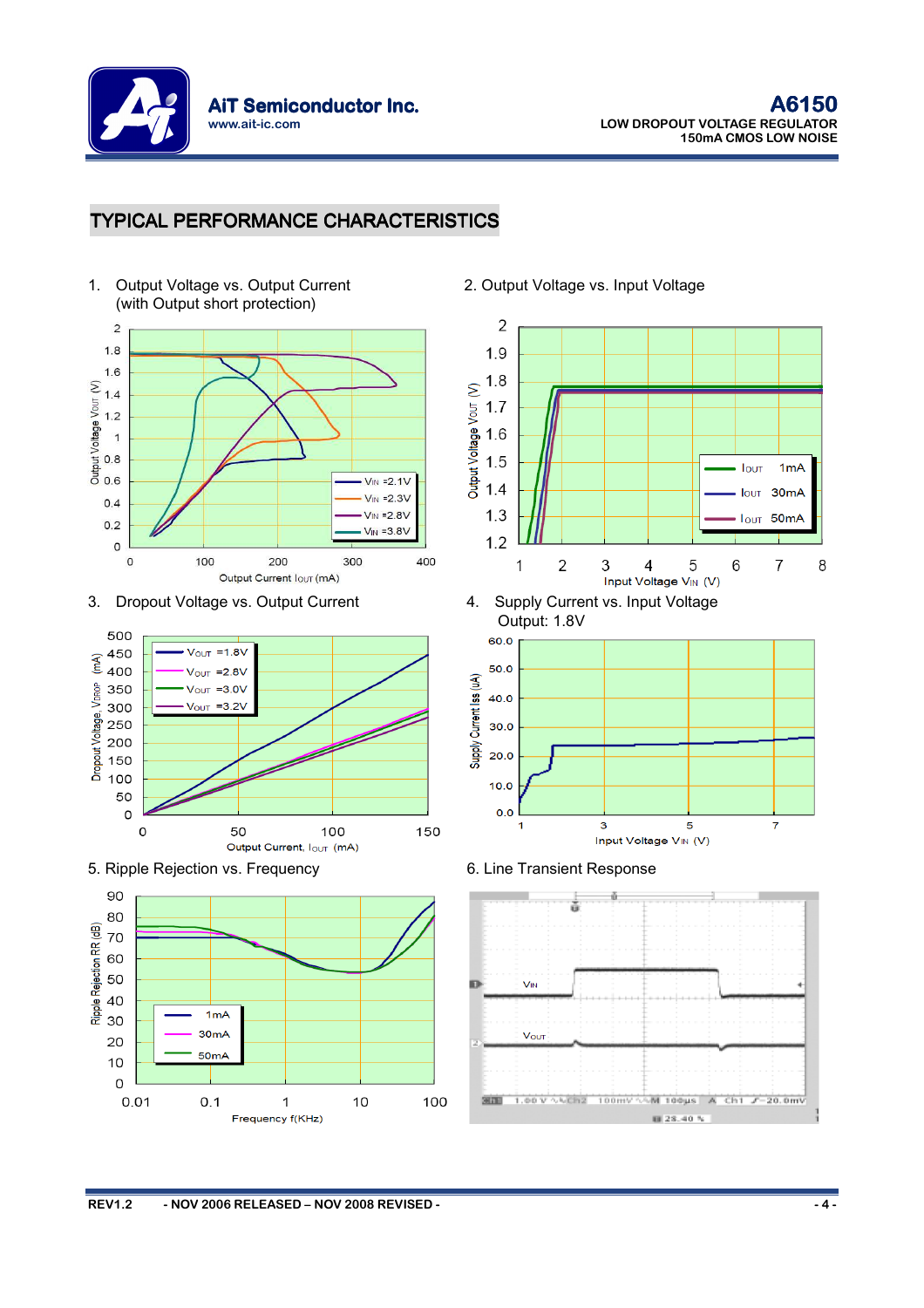## TYPICAL PERFORMANCE CHARACTERISTICS

1. Output Voltage vs. Output Current (with Output short protection)

2. Output Voltage vs. Input Voltage

3. Dropout Voltage vs. Output Current

4. Supply Current vs. Input Voltage
   Output: 1.8V

5. Ripple Rejection vs. Frequency

6. Line Transient Response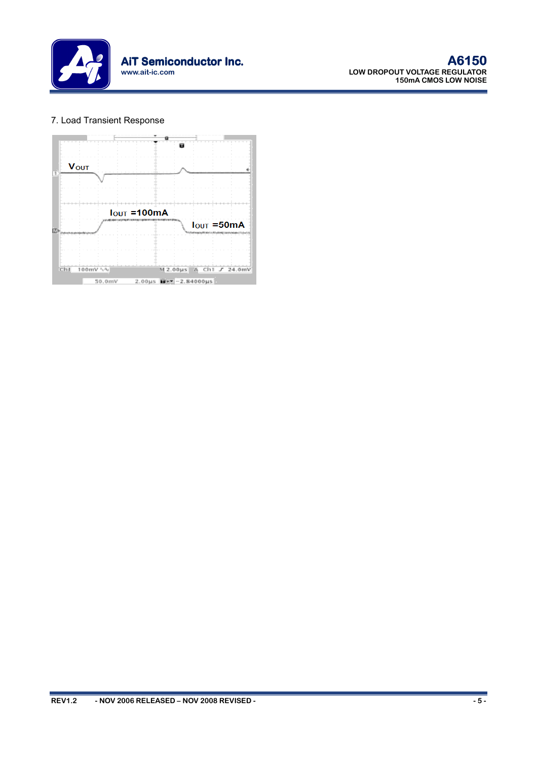7. Load Transient Response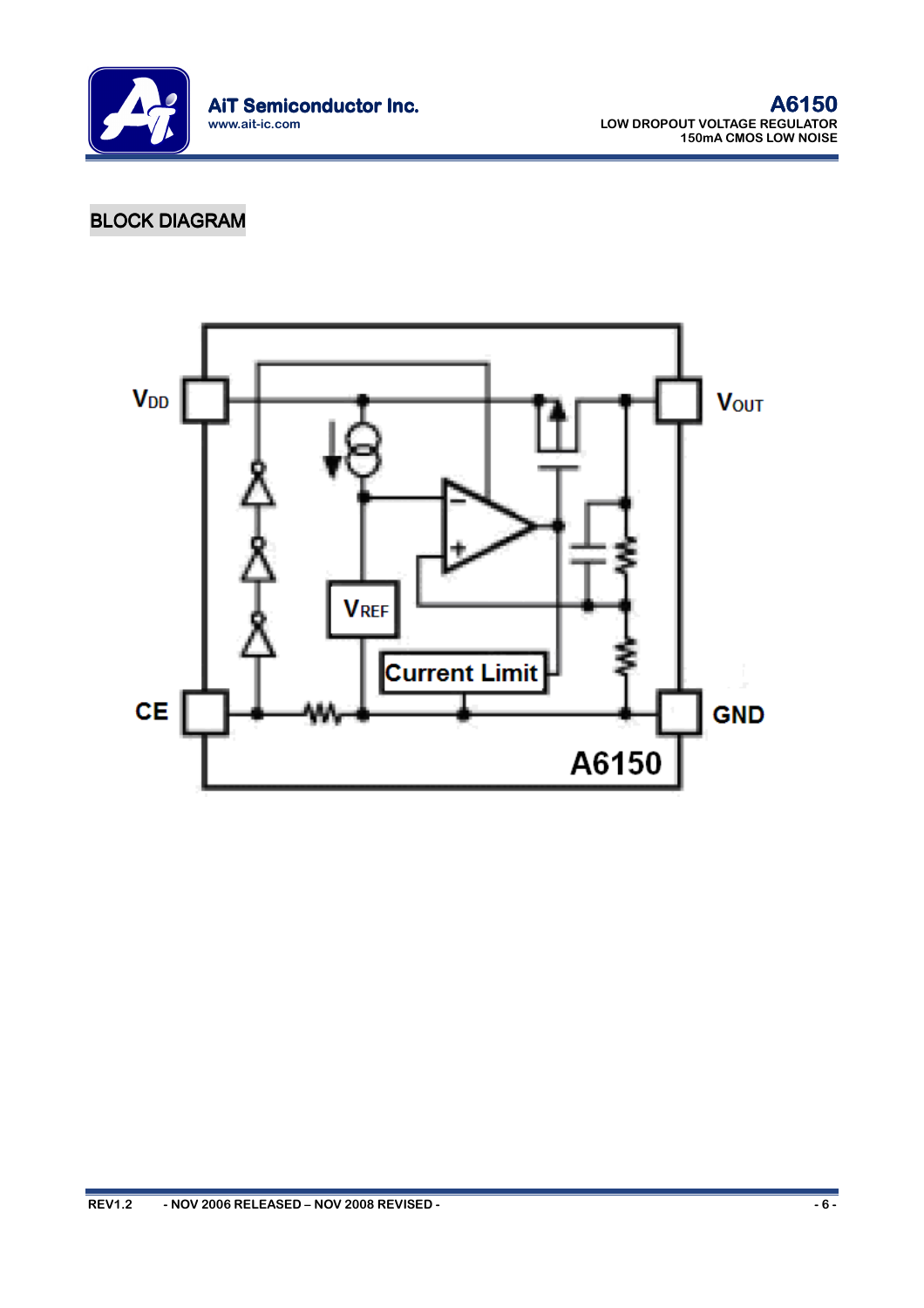## BLOCK DIAGRAM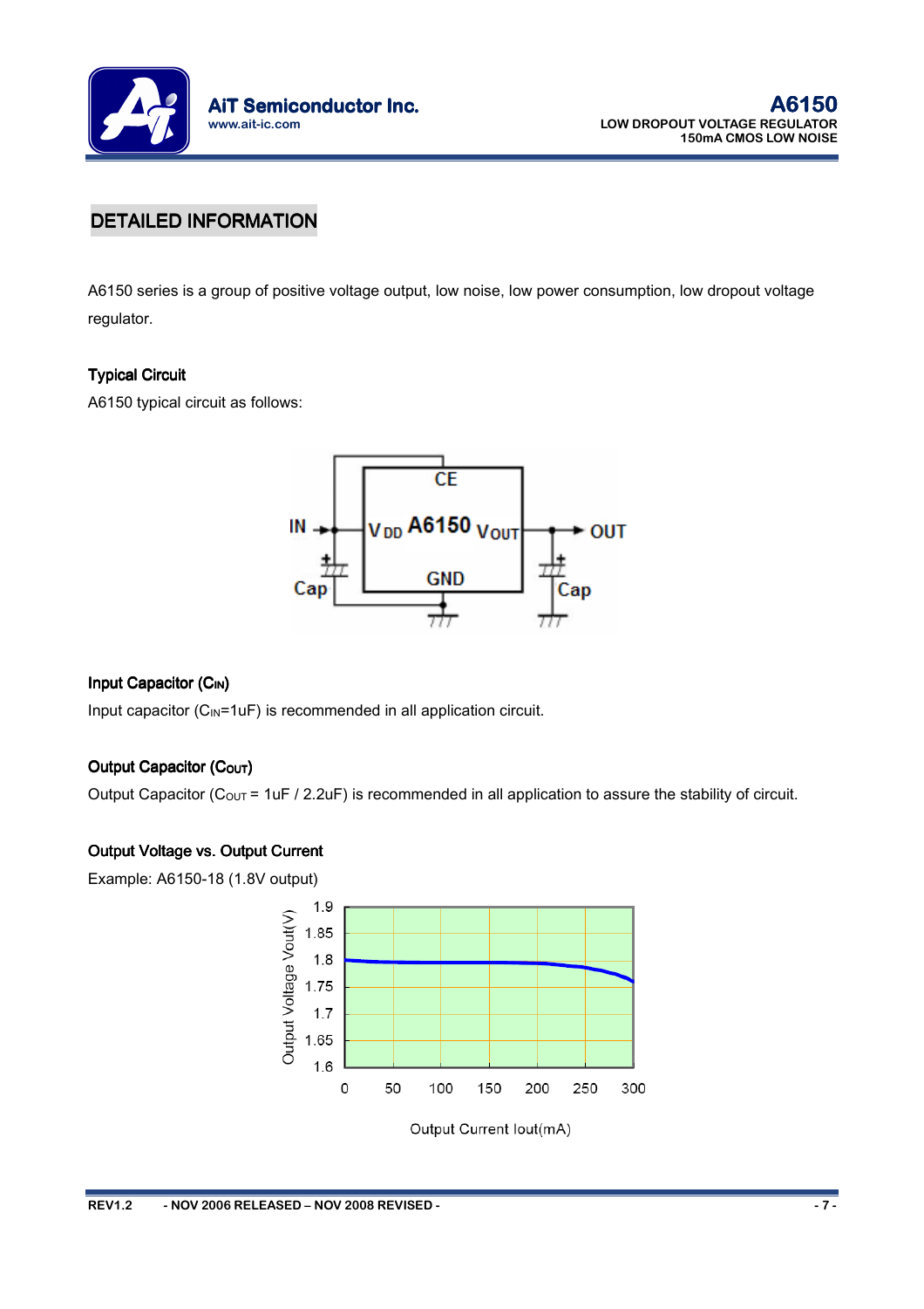## DETAILED INFORMATION

A6150 series is a group of positive voltage output, low noise, low power consumption, low dropout voltage regulator.

### Typical Circuit

A6150 typical circuit as follows:

### Input Capacitor ($C_{IN}$)

Input capacitor ($C_{IN}$=1uF) is recommended in all application circuit.

### Output Capacitor ($C_{OUT}$)

Output Capacitor ($C_{OUT}$ = 1uF / 2.2uF) is recommended in all application to assure the stability of circuit.

### Output Voltage vs. Output Current

Example: A6150-18 (1.8V output)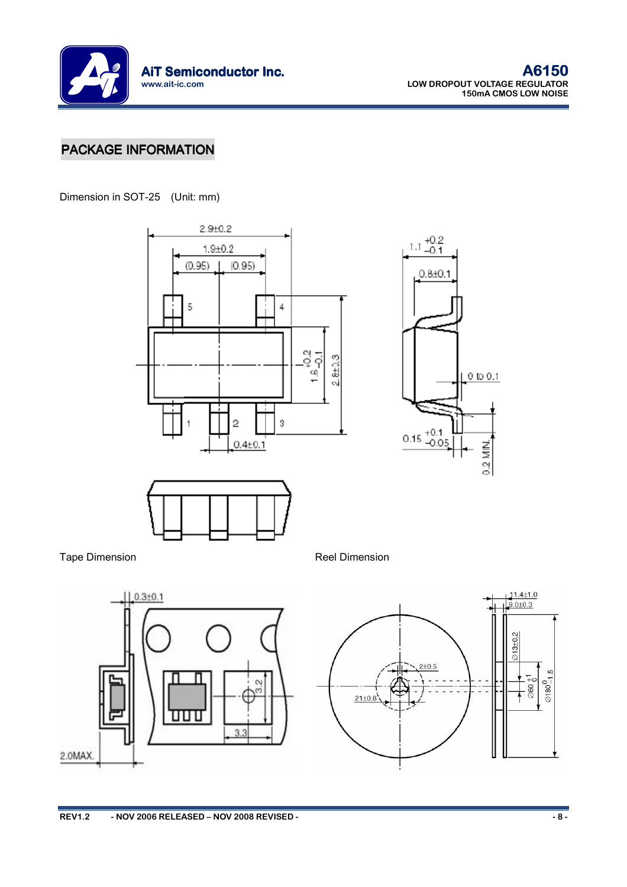## PACKAGE INFORMATION

Dimension in SOT-25 (Unit: mm)

Tape Dimension

Reel Dimension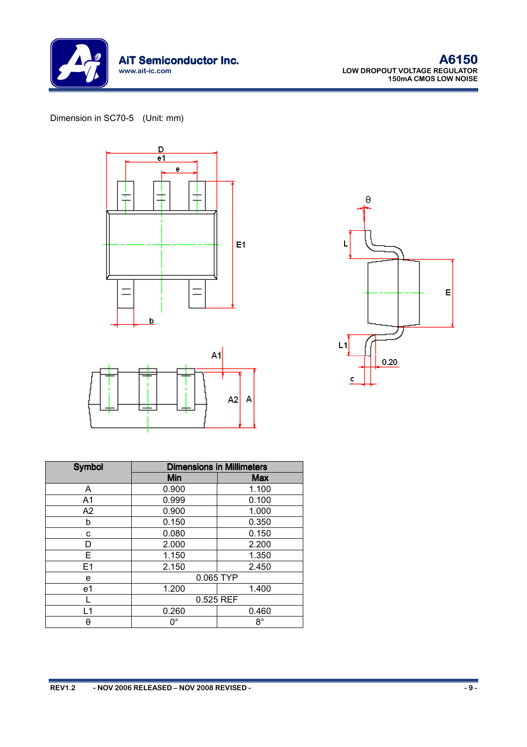Dimension in SC70-5 (Unit: mm)

| Symbol | Dimensions in Millimeters | |
|---|---|---|
| | Min | Max |
| A | 0.900 | 1.100 |
| A1 | 0.999 | 0.100 |
| A2 | 0.900 | 1.000 |
| b | 0.150 | 0.350 |
| c | 0.080 | 0.150 |
| D | 2.000 | 2.200 |
| E | 1.150 | 1.350 |
| E1 | 2.150 | 2.450 |
| e | 0.065 TYP | |
| e1 | 1.200 | 1.400 |
| L | 0.525 REF | |
| L1 | 0.260 | 0.460 |
| θ | 0° | 8° |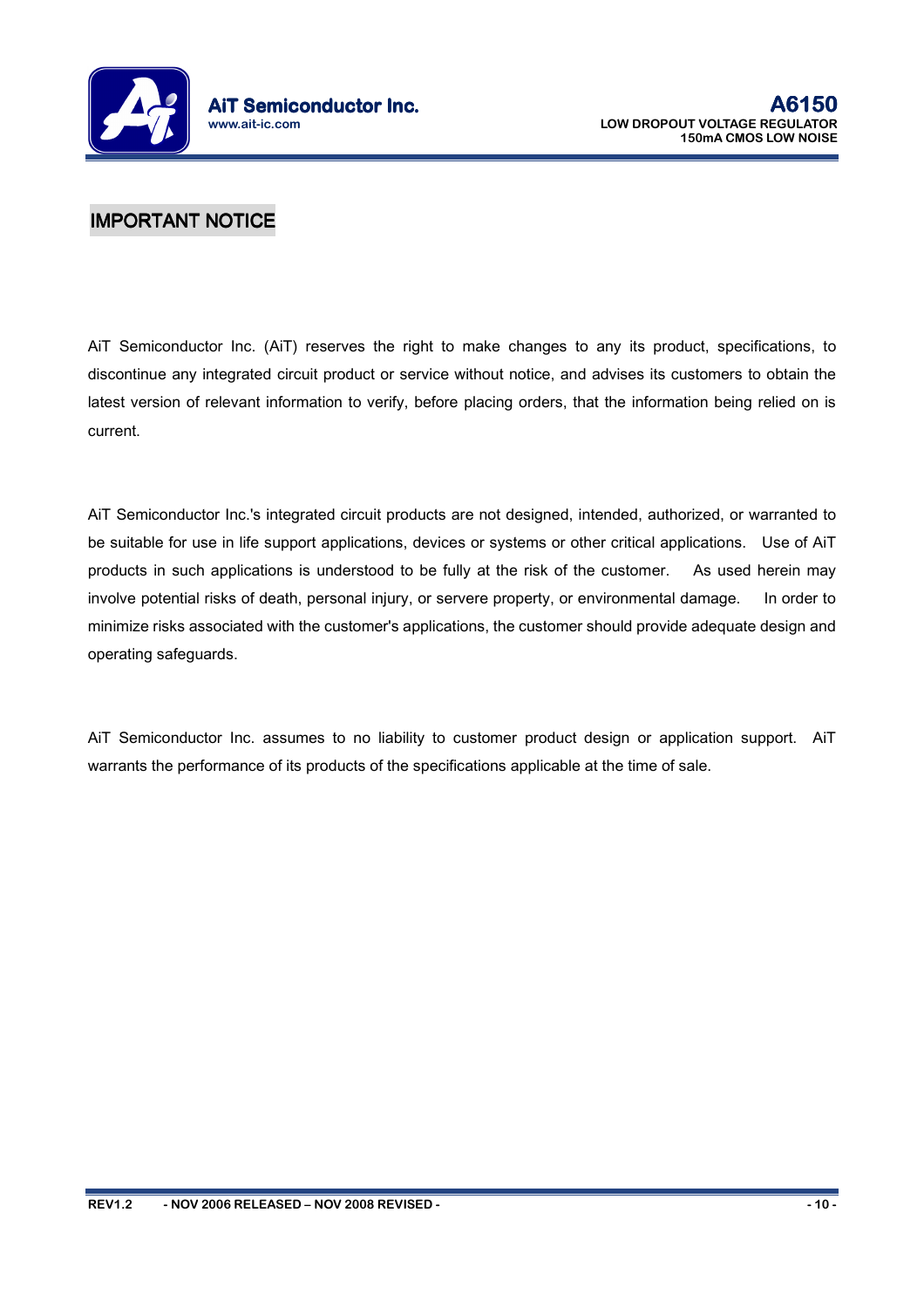## IMPORTANT NOTICE

AiT Semiconductor Inc. (AiT) reserves the right to make changes to any its product, specifications, to discontinue any integrated circuit product or service without notice, and advises its customers to obtain the latest version of relevant information to verify, before placing orders, that the information being relied on is current.

AiT Semiconductor Inc.'s integrated circuit products are not designed, intended, authorized, or warranted to be suitable for use in life support applications, devices or systems or other critical applications. Use of AiT products in such applications is understood to be fully at the risk of the customer. As used herein may involve potential risks of death, personal injury, or servere property, or environmental damage. In order to minimize risks associated with the customer's applications, the customer should provide adequate design and operating safeguards.

AiT Semiconductor Inc. assumes to no liability to customer product design or application support. AiT warrants the performance of its products of the specifications applicable at the time of sale.